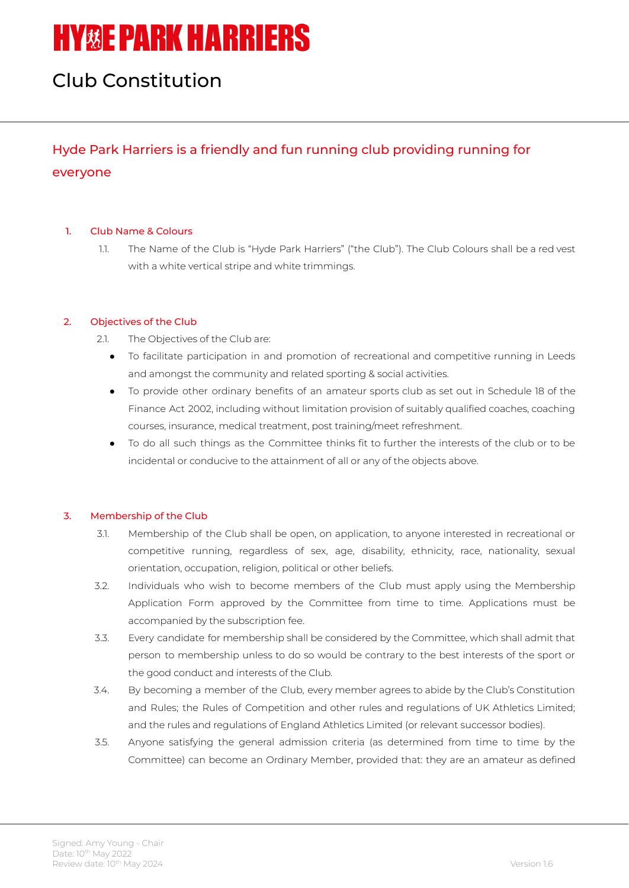# HYDE PARK HARRIERS

# Club Constitution

## Hyde Park Harriers is a friendly and fun running club providing running for everyone

### 1. Club Name & Colours

1.1. The Name of the Club is "Hyde Park Harriers" ("the Club"). The Club Colours shall be a red vest with a white vertical stripe and white trimmings.

### 2. Objectives of the Club

2.1. The Objectives of the Club are:

- To facilitate participation in and promotion of recreational and competitive running in Leeds and amongst the community and related sporting & social activities.
- To provide other ordinary benefits of an amateur sports club as set out in Schedule 18 of the Finance Act 2002, including without limitation provision of suitably qualified coaches, coaching courses, insurance, medical treatment, post training/meet refreshment.
- To do all such things as the Committee thinks fit to further the interests of the club or to be incidental or conducive to the attainment of all or any of the objects above.

### 3. Membership of the Club

3.1. Membership of the Club shall be open, on application, to anyone interested in recreational or competitive running, regardless of sex, age, disability, ethnicity, race, nationality, sexual orientation, occupation, religion, political or other beliefs.

3.2. Individuals who wish to become members of the Club must apply using the Membership Application Form approved by the Committee from time to time. Applications must be accompanied by the subscription fee.

3.3. Every candidate for membership shall be considered by the Committee, which shall admit that person to membership unless to do so would be contrary to the best interests of the sport or the good conduct and interests of the Club.

3.4. By becoming a member of the Club, every member agrees to abide by the Club's Constitution and Rules; the Rules of Competition and other rules and regulations of UK Athletics Limited; and the rules and regulations of England Athletics Limited (or relevant successor bodies).

3.5. Anyone satisfying the general admission criteria (as determined from time to time by the Committee) can become an Ordinary Member, provided that: they are an amateur as defined

Signed: Amy Young - Chair
Date: 10th May 2022
Review date: 10th May 2024
Version 1.6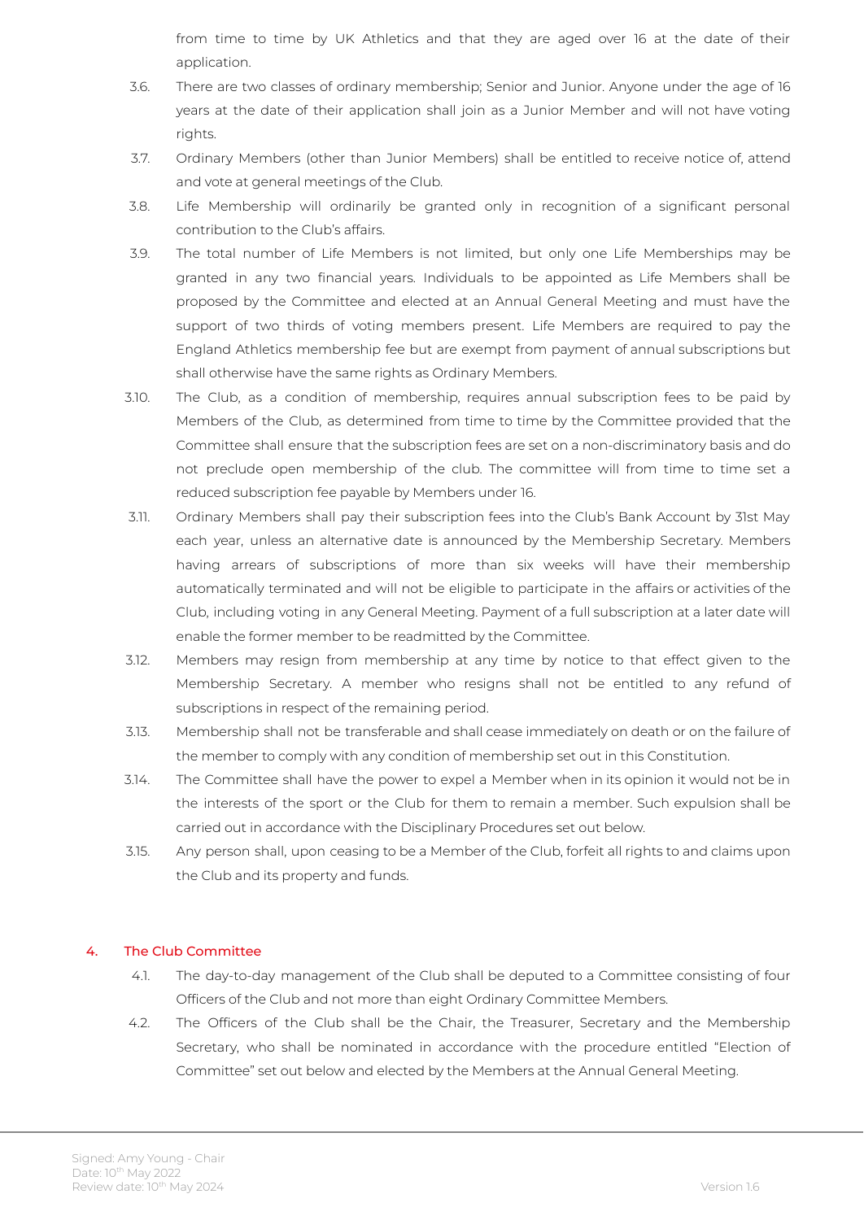from time to time by UK Athletics and that they are aged over 16 at the date of their application.

3.6. There are two classes of ordinary membership; Senior and Junior. Anyone under the age of 16 years at the date of their application shall join as a Junior Member and will not have voting rights.

3.7. Ordinary Members (other than Junior Members) shall be entitled to receive notice of, attend and vote at general meetings of the Club.

3.8. Life Membership will ordinarily be granted only in recognition of a significant personal contribution to the Club's affairs.

3.9. The total number of Life Members is not limited, but only one Life Memberships may be granted in any two financial years. Individuals to be appointed as Life Members shall be proposed by the Committee and elected at an Annual General Meeting and must have the support of two thirds of voting members present. Life Members are required to pay the England Athletics membership fee but are exempt from payment of annual subscriptions but shall otherwise have the same rights as Ordinary Members.

3.10. The Club, as a condition of membership, requires annual subscription fees to be paid by Members of the Club, as determined from time to time by the Committee provided that the Committee shall ensure that the subscription fees are set on a non-discriminatory basis and do not preclude open membership of the club. The committee will from time to time set a reduced subscription fee payable by Members under 16.

3.11. Ordinary Members shall pay their subscription fees into the Club's Bank Account by 31st May each year, unless an alternative date is announced by the Membership Secretary. Members having arrears of subscriptions of more than six weeks will have their membership automatically terminated and will not be eligible to participate in the affairs or activities of the Club, including voting in any General Meeting. Payment of a full subscription at a later date will enable the former member to be readmitted by the Committee.

3.12. Members may resign from membership at any time by notice to that effect given to the Membership Secretary. A member who resigns shall not be entitled to any refund of subscriptions in respect of the remaining period.

3.13. Membership shall not be transferable and shall cease immediately on death or on the failure of the member to comply with any condition of membership set out in this Constitution.

3.14. The Committee shall have the power to expel a Member when in its opinion it would not be in the interests of the sport or the Club for them to remain a member. Such expulsion shall be carried out in accordance with the Disciplinary Procedures set out below.

3.15. Any person shall, upon ceasing to be a Member of the Club, forfeit all rights to and claims upon the Club and its property and funds.

## 4. The Club Committee

4.1. The day-to-day management of the Club shall be deputed to a Committee consisting of four Officers of the Club and not more than eight Ordinary Committee Members.

4.2. The Officers of the Club shall be the Chair, the Treasurer, Secretary and the Membership Secretary, who shall be nominated in accordance with the procedure entitled "Election of Committee" set out below and elected by the Members at the Annual General Meeting.

Signed: Amy Young - Chair
Date: 10th May 2022
Review date: 10th May 2024

Version 1.6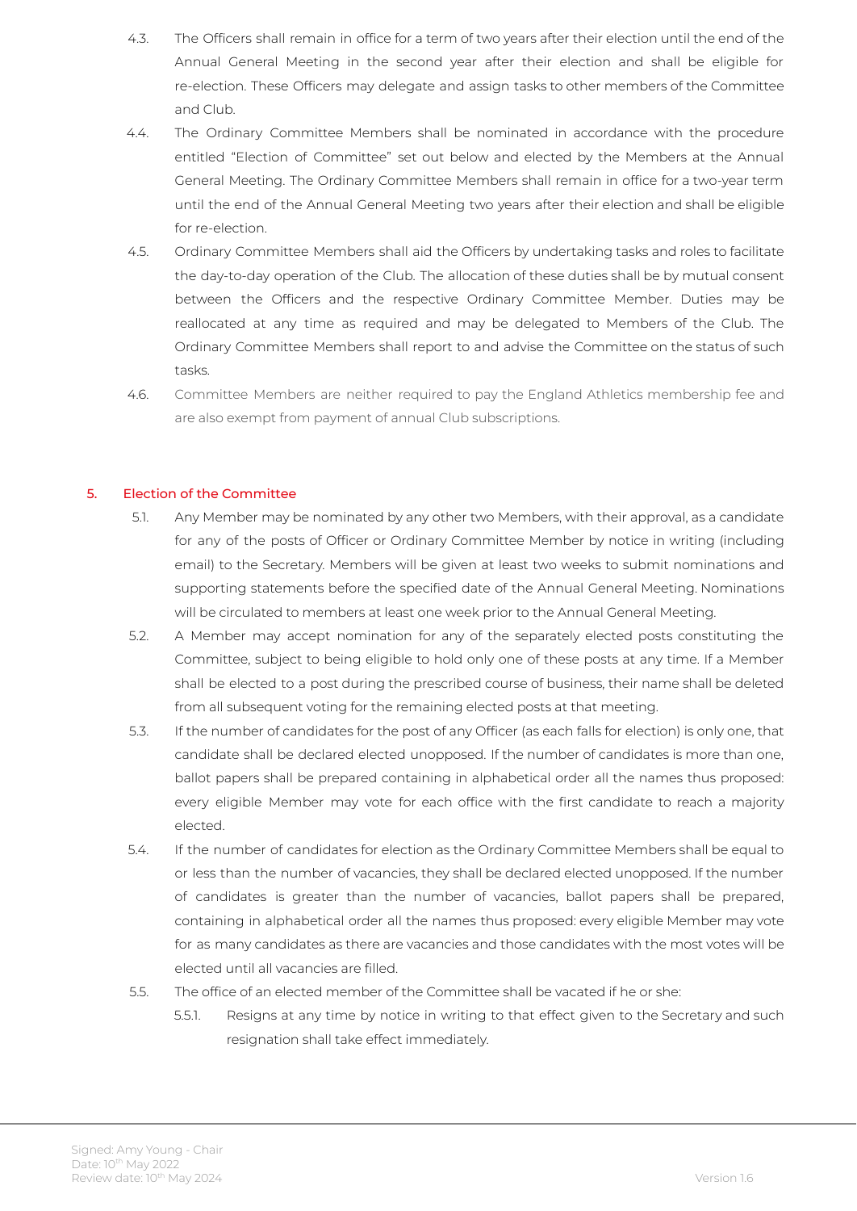4.3. The Officers shall remain in office for a term of two years after their election until the end of the Annual General Meeting in the second year after their election and shall be eligible for re-election. These Officers may delegate and assign tasks to other members of the Committee and Club.

4.4. The Ordinary Committee Members shall be nominated in accordance with the procedure entitled "Election of Committee" set out below and elected by the Members at the Annual General Meeting. The Ordinary Committee Members shall remain in office for a two-year term until the end of the Annual General Meeting two years after their election and shall be eligible for re-election.

4.5. Ordinary Committee Members shall aid the Officers by undertaking tasks and roles to facilitate the day-to-day operation of the Club. The allocation of these duties shall be by mutual consent between the Officers and the respective Ordinary Committee Member. Duties may be reallocated at any time as required and may be delegated to Members of the Club. The Ordinary Committee Members shall report to and advise the Committee on the status of such tasks.

4.6. Committee Members are neither required to pay the England Athletics membership fee and are also exempt from payment of annual Club subscriptions.

## 5. Election of the Committee

5.1. Any Member may be nominated by any other two Members, with their approval, as a candidate for any of the posts of Officer or Ordinary Committee Member by notice in writing (including email) to the Secretary. Members will be given at least two weeks to submit nominations and supporting statements before the specified date of the Annual General Meeting. Nominations will be circulated to members at least one week prior to the Annual General Meeting.

5.2. A Member may accept nomination for any of the separately elected posts constituting the Committee, subject to being eligible to hold only one of these posts at any time. If a Member shall be elected to a post during the prescribed course of business, their name shall be deleted from all subsequent voting for the remaining elected posts at that meeting.

5.3. If the number of candidates for the post of any Officer (as each falls for election) is only one, that candidate shall be declared elected unopposed. If the number of candidates is more than one, ballot papers shall be prepared containing in alphabetical order all the names thus proposed: every eligible Member may vote for each office with the first candidate to reach a majority elected.

5.4. If the number of candidates for election as the Ordinary Committee Members shall be equal to or less than the number of vacancies, they shall be declared elected unopposed. If the number of candidates is greater than the number of vacancies, ballot papers shall be prepared, containing in alphabetical order all the names thus proposed: every eligible Member may vote for as many candidates as there are vacancies and those candidates with the most votes will be elected until all vacancies are filled.

5.5. The office of an elected member of the Committee shall be vacated if he or she:

   5.5.1. Resigns at any time by notice in writing to that effect given to the Secretary and such resignation shall take effect immediately.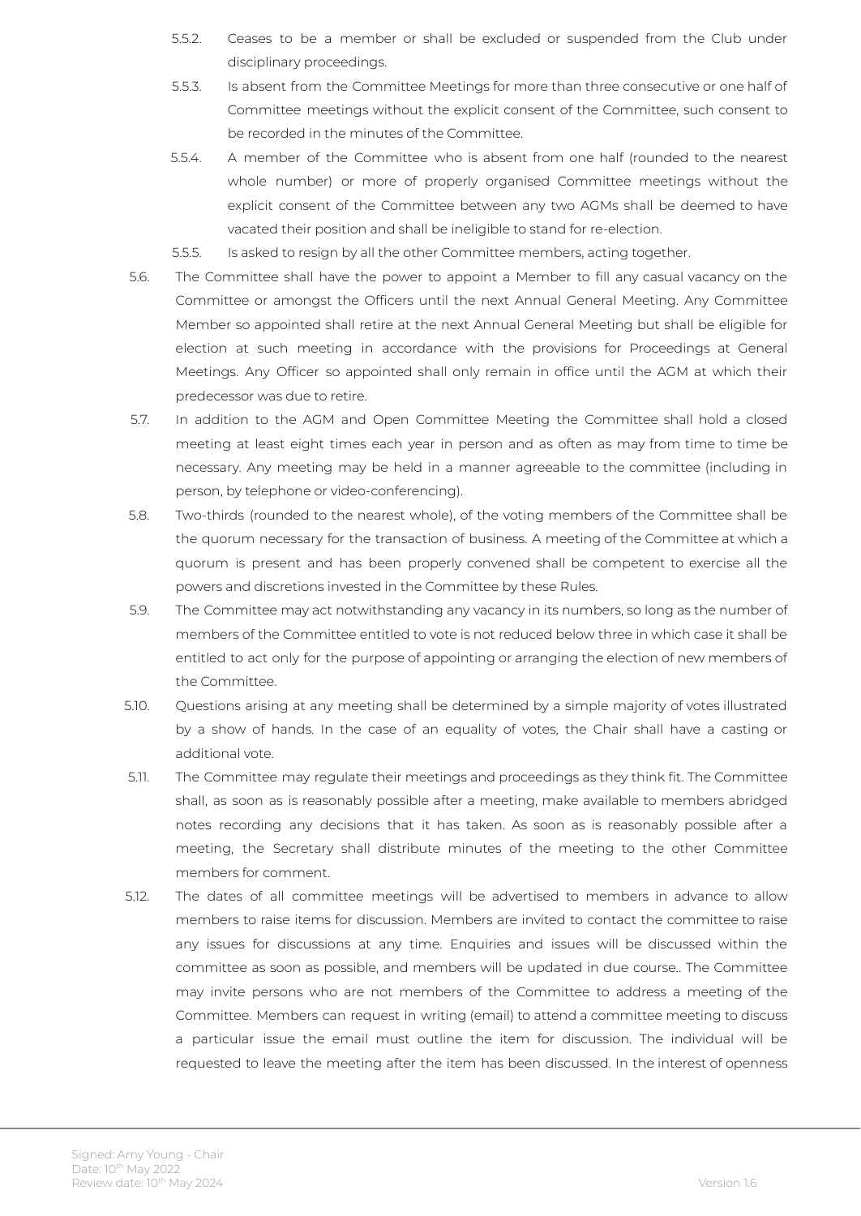5.5.2. Ceases to be a member or shall be excluded or suspended from the Club under disciplinary proceedings.

5.5.3. Is absent from the Committee Meetings for more than three consecutive or one half of Committee meetings without the explicit consent of the Committee, such consent to be recorded in the minutes of the Committee.

5.5.4. A member of the Committee who is absent from one half (rounded to the nearest whole number) or more of properly organised Committee meetings without the explicit consent of the Committee between any two AGMs shall be deemed to have vacated their position and shall be ineligible to stand for re-election.

5.5.5. Is asked to resign by all the other Committee members, acting together.

5.6. The Committee shall have the power to appoint a Member to fill any casual vacancy on the Committee or amongst the Officers until the next Annual General Meeting. Any Committee Member so appointed shall retire at the next Annual General Meeting but shall be eligible for election at such meeting in accordance with the provisions for Proceedings at General Meetings. Any Officer so appointed shall only remain in office until the AGM at which their predecessor was due to retire.

5.7. In addition to the AGM and Open Committee Meeting the Committee shall hold a closed meeting at least eight times each year in person and as often as may from time to time be necessary. Any meeting may be held in a manner agreeable to the committee (including in person, by telephone or video-conferencing).

5.8. Two-thirds (rounded to the nearest whole), of the voting members of the Committee shall be the quorum necessary for the transaction of business. A meeting of the Committee at which a quorum is present and has been properly convened shall be competent to exercise all the powers and discretions invested in the Committee by these Rules.

5.9. The Committee may act notwithstanding any vacancy in its numbers, so long as the number of members of the Committee entitled to vote is not reduced below three in which case it shall be entitled to act only for the purpose of appointing or arranging the election of new members of the Committee.

5.10. Questions arising at any meeting shall be determined by a simple majority of votes illustrated by a show of hands. In the case of an equality of votes, the Chair shall have a casting or additional vote.

5.11. The Committee may regulate their meetings and proceedings as they think fit. The Committee shall, as soon as is reasonably possible after a meeting, make available to members abridged notes recording any decisions that it has taken. As soon as is reasonably possible after a meeting, the Secretary shall distribute minutes of the meeting to the other Committee members for comment.

5.12. The dates of all committee meetings will be advertised to members in advance to allow members to raise items for discussion. Members are invited to contact the committee to raise any issues for discussions at any time. Enquiries and issues will be discussed within the committee as soon as possible, and members will be updated in due course.. The Committee may invite persons who are not members of the Committee to address a meeting of the Committee. Members can request in writing (email) to attend a committee meeting to discuss a particular issue the email must outline the item for discussion. The individual will be requested to leave the meeting after the item has been discussed. In the interest of openness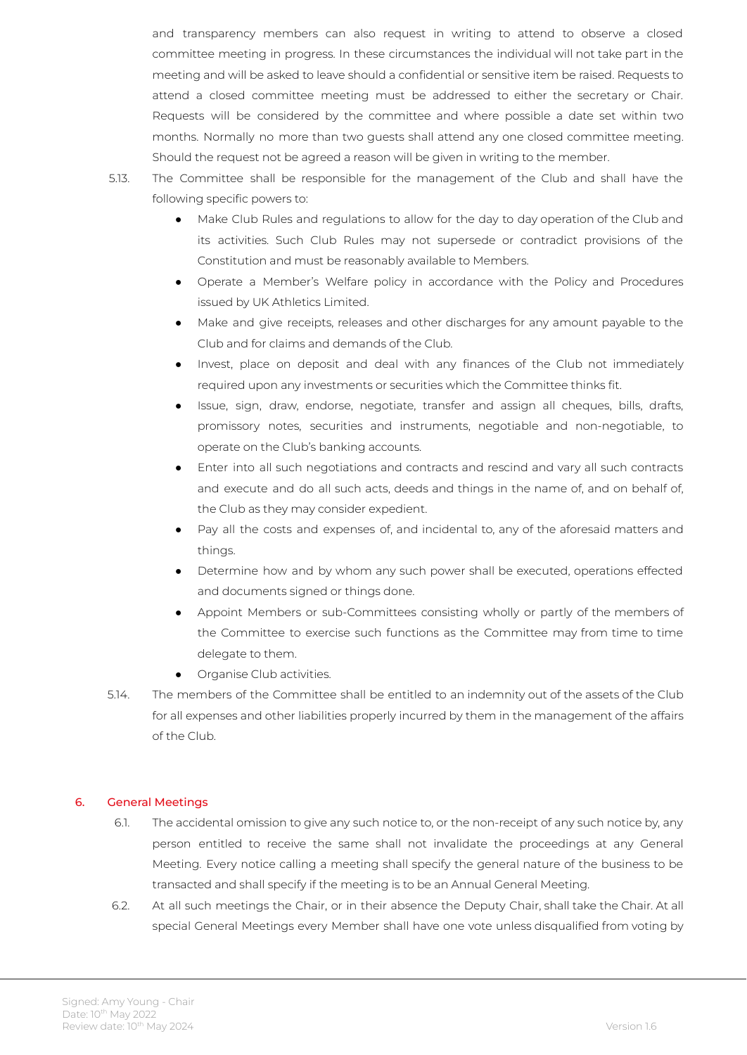and transparency members can also request in writing to attend to observe a closed committee meeting in progress. In these circumstances the individual will not take part in the meeting and will be asked to leave should a confidential or sensitive item be raised. Requests to attend a closed committee meeting must be addressed to either the secretary or Chair. Requests will be considered by the committee and where possible a date set within two months. Normally no more than two guests shall attend any one closed committee meeting. Should the request not be agreed a reason will be given in writing to the member.

5.13. The Committee shall be responsible for the management of the Club and shall have the following specific powers to:

- Make Club Rules and regulations to allow for the day to day operation of the Club and its activities. Such Club Rules may not supersede or contradict provisions of the Constitution and must be reasonably available to Members.
- Operate a Member's Welfare policy in accordance with the Policy and Procedures issued by UK Athletics Limited.
- Make and give receipts, releases and other discharges for any amount payable to the Club and for claims and demands of the Club.
- Invest, place on deposit and deal with any finances of the Club not immediately required upon any investments or securities which the Committee thinks fit.
- Issue, sign, draw, endorse, negotiate, transfer and assign all cheques, bills, drafts, promissory notes, securities and instruments, negotiable and non-negotiable, to operate on the Club's banking accounts.
- Enter into all such negotiations and contracts and rescind and vary all such contracts and execute and do all such acts, deeds and things in the name of, and on behalf of, the Club as they may consider expedient.
- Pay all the costs and expenses of, and incidental to, any of the aforesaid matters and things.
- Determine how and by whom any such power shall be executed, operations effected and documents signed or things done.
- Appoint Members or sub-Committees consisting wholly or partly of the members of the Committee to exercise such functions as the Committee may from time to time delegate to them.
- Organise Club activities.

5.14. The members of the Committee shall be entitled to an indemnity out of the assets of the Club for all expenses and other liabilities properly incurred by them in the management of the affairs of the Club.

## 6. General Meetings

6.1. The accidental omission to give any such notice to, or the non-receipt of any such notice by, any person entitled to receive the same shall not invalidate the proceedings at any General Meeting. Every notice calling a meeting shall specify the general nature of the business to be transacted and shall specify if the meeting is to be an Annual General Meeting.

6.2. At all such meetings the Chair, or in their absence the Deputy Chair, shall take the Chair. At all special General Meetings every Member shall have one vote unless disqualified from voting by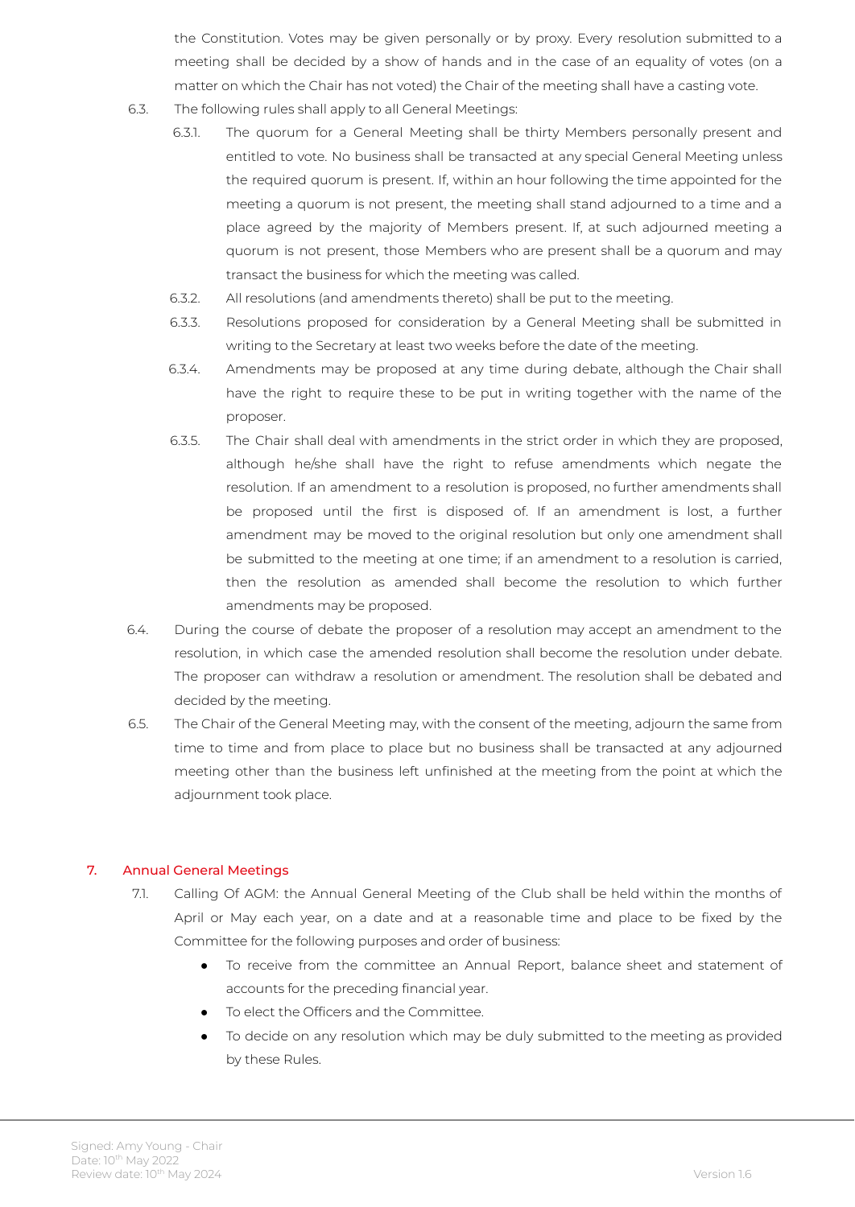the Constitution. Votes may be given personally or by proxy. Every resolution submitted to a meeting shall be decided by a show of hands and in the case of an equality of votes (on a matter on which the Chair has not voted) the Chair of the meeting shall have a casting vote.

6.3. The following rules shall apply to all General Meetings:

6.3.1. The quorum for a General Meeting shall be thirty Members personally present and entitled to vote. No business shall be transacted at any special General Meeting unless the required quorum is present. If, within an hour following the time appointed for the meeting a quorum is not present, the meeting shall stand adjourned to a time and a place agreed by the majority of Members present. If, at such adjourned meeting a quorum is not present, those Members who are present shall be a quorum and may transact the business for which the meeting was called.

6.3.2. All resolutions (and amendments thereto) shall be put to the meeting.

6.3.3. Resolutions proposed for consideration by a General Meeting shall be submitted in writing to the Secretary at least two weeks before the date of the meeting.

6.3.4. Amendments may be proposed at any time during debate, although the Chair shall have the right to require these to be put in writing together with the name of the proposer.

6.3.5. The Chair shall deal with amendments in the strict order in which they are proposed, although he/she shall have the right to refuse amendments which negate the resolution. If an amendment to a resolution is proposed, no further amendments shall be proposed until the first is disposed of. If an amendment is lost, a further amendment may be moved to the original resolution but only one amendment shall be submitted to the meeting at one time; if an amendment to a resolution is carried, then the resolution as amended shall become the resolution to which further amendments may be proposed.

6.4. During the course of debate the proposer of a resolution may accept an amendment to the resolution, in which case the amended resolution shall become the resolution under debate. The proposer can withdraw a resolution or amendment. The resolution shall be debated and decided by the meeting.

6.5. The Chair of the General Meeting may, with the consent of the meeting, adjourn the same from time to time and from place to place but no business shall be transacted at any adjourned meeting other than the business left unfinished at the meeting from the point at which the adjournment took place.

## 7. Annual General Meetings

7.1. Calling Of AGM: the Annual General Meeting of the Club shall be held within the months of April or May each year, on a date and at a reasonable time and place to be fixed by the Committee for the following purposes and order of business:

- To receive from the committee an Annual Report, balance sheet and statement of accounts for the preceding financial year.
- To elect the Officers and the Committee.
- To decide on any resolution which may be duly submitted to the meeting as provided by these Rules.

Signed: Amy Young - Chair
Date: 10th May 2022
Review date: 10th May 2024
Version 1.6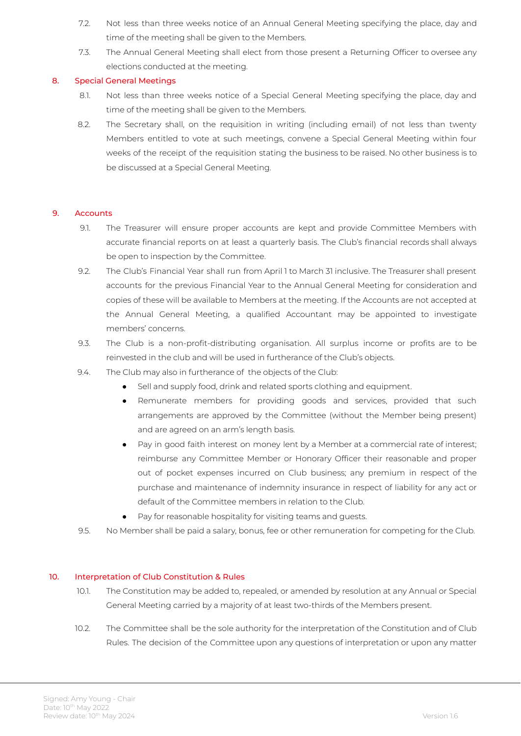7.2. Not less than three weeks notice of an Annual General Meeting specifying the place, day and time of the meeting shall be given to the Members.

7.3. The Annual General Meeting shall elect from those present a Returning Officer to oversee any elections conducted at the meeting.

## 8. Special General Meetings

8.1. Not less than three weeks notice of a Special General Meeting specifying the place, day and time of the meeting shall be given to the Members.

8.2. The Secretary shall, on the requisition in writing (including email) of not less than twenty Members entitled to vote at such meetings, convene a Special General Meeting within four weeks of the receipt of the requisition stating the business to be raised. No other business is to be discussed at a Special General Meeting.

## 9. Accounts

9.1. The Treasurer will ensure proper accounts are kept and provide Committee Members with accurate financial reports on at least a quarterly basis. The Club's financial records shall always be open to inspection by the Committee.

9.2. The Club's Financial Year shall run from April 1 to March 31 inclusive. The Treasurer shall present accounts for the previous Financial Year to the Annual General Meeting for consideration and copies of these will be available to Members at the meeting. If the Accounts are not accepted at the Annual General Meeting, a qualified Accountant may be appointed to investigate members' concerns.

9.3. The Club is a non-profit-distributing organisation. All surplus income or profits are to be reinvested in the club and will be used in furtherance of the Club's objects.

9.4. The Club may also in furtherance of the objects of the Club:

- Sell and supply food, drink and related sports clothing and equipment.
- Remunerate members for providing goods and services, provided that such arrangements are approved by the Committee (without the Member being present) and are agreed on an arm's length basis.
- Pay in good faith interest on money lent by a Member at a commercial rate of interest; reimburse any Committee Member or Honorary Officer their reasonable and proper out of pocket expenses incurred on Club business; any premium in respect of the purchase and maintenance of indemnity insurance in respect of liability for any act or default of the Committee members in relation to the Club.
- Pay for reasonable hospitality for visiting teams and guests.

9.5. No Member shall be paid a salary, bonus, fee or other remuneration for competing for the Club.

## 10. Interpretation of Club Constitution & Rules

10.1. The Constitution may be added to, repealed, or amended by resolution at any Annual or Special General Meeting carried by a majority of at least two-thirds of the Members present.

10.2. The Committee shall be the sole authority for the interpretation of the Constitution and of Club Rules. The decision of the Committee upon any questions of interpretation or upon any matter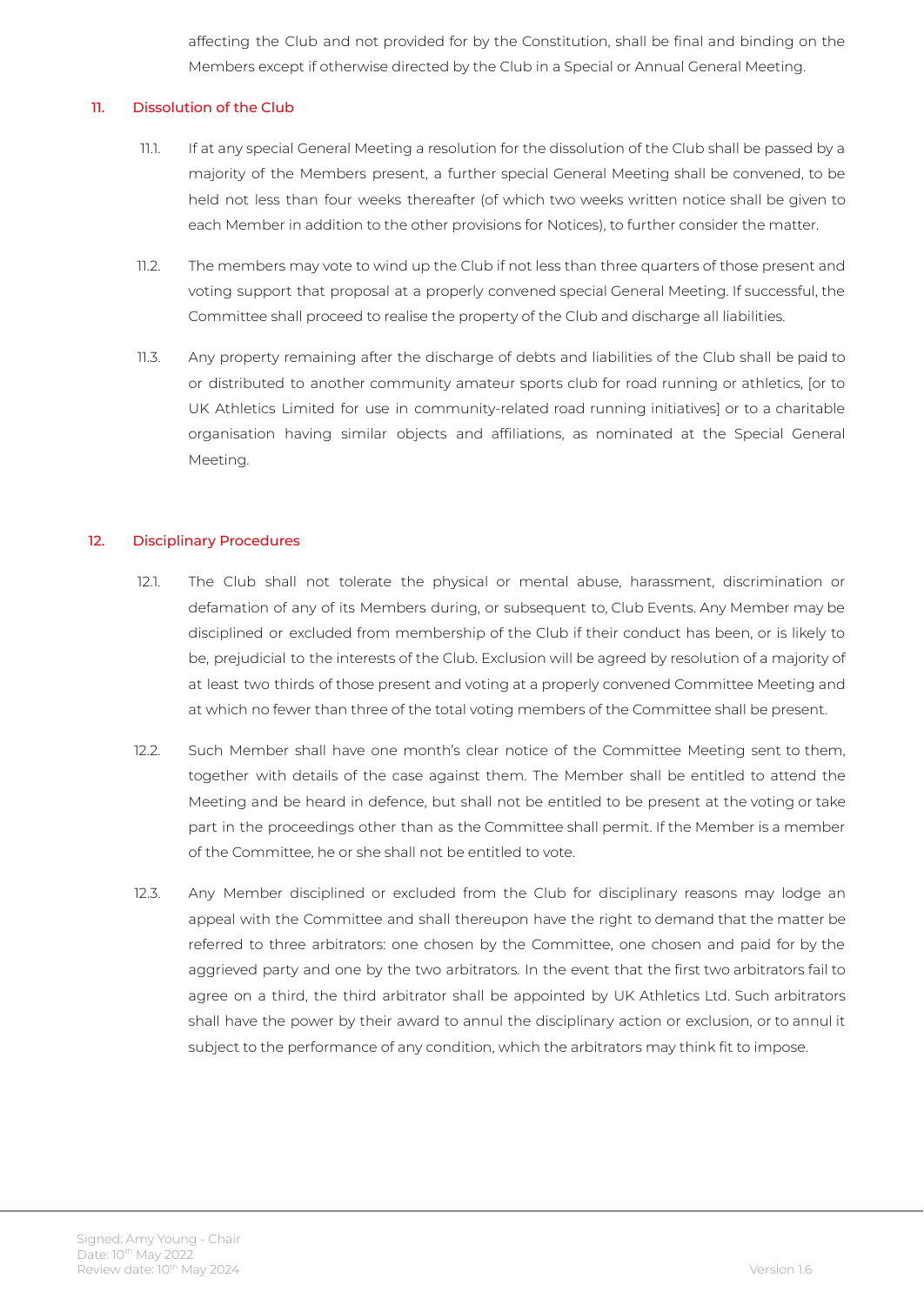affecting the Club and not provided for by the Constitution, shall be final and binding on the Members except if otherwise directed by the Club in a Special or Annual General Meeting.

## 11. Dissolution of the Club

11.1. If at any special General Meeting a resolution for the dissolution of the Club shall be passed by a majority of the Members present, a further special General Meeting shall be convened, to be held not less than four weeks thereafter (of which two weeks written notice shall be given to each Member in addition to the other provisions for Notices), to further consider the matter.

11.2. The members may vote to wind up the Club if not less than three quarters of those present and voting support that proposal at a properly convened special General Meeting. If successful, the Committee shall proceed to realise the property of the Club and discharge all liabilities.

11.3. Any property remaining after the discharge of debts and liabilities of the Club shall be paid to or distributed to another community amateur sports club for road running or athletics, [or to UK Athletics Limited for use in community-related road running initiatives] or to a charitable organisation having similar objects and affiliations, as nominated at the Special General Meeting.

## 12. Disciplinary Procedures

12.1. The Club shall not tolerate the physical or mental abuse, harassment, discrimination or defamation of any of its Members during, or subsequent to, Club Events. Any Member may be disciplined or excluded from membership of the Club if their conduct has been, or is likely to be, prejudicial to the interests of the Club. Exclusion will be agreed by resolution of a majority of at least two thirds of those present and voting at a properly convened Committee Meeting and at which no fewer than three of the total voting members of the Committee shall be present.

12.2. Such Member shall have one month's clear notice of the Committee Meeting sent to them, together with details of the case against them. The Member shall be entitled to attend the Meeting and be heard in defence, but shall not be entitled to be present at the voting or take part in the proceedings other than as the Committee shall permit. If the Member is a member of the Committee, he or she shall not be entitled to vote.

12.3. Any Member disciplined or excluded from the Club for disciplinary reasons may lodge an appeal with the Committee and shall thereupon have the right to demand that the matter be referred to three arbitrators: one chosen by the Committee, one chosen and paid for by the aggrieved party and one by the two arbitrators. In the event that the first two arbitrators fail to agree on a third, the third arbitrator shall be appointed by UK Athletics Ltd. Such arbitrators shall have the power by their award to annul the disciplinary action or exclusion, or to annul it subject to the performance of any condition, which the arbitrators may think fit to impose.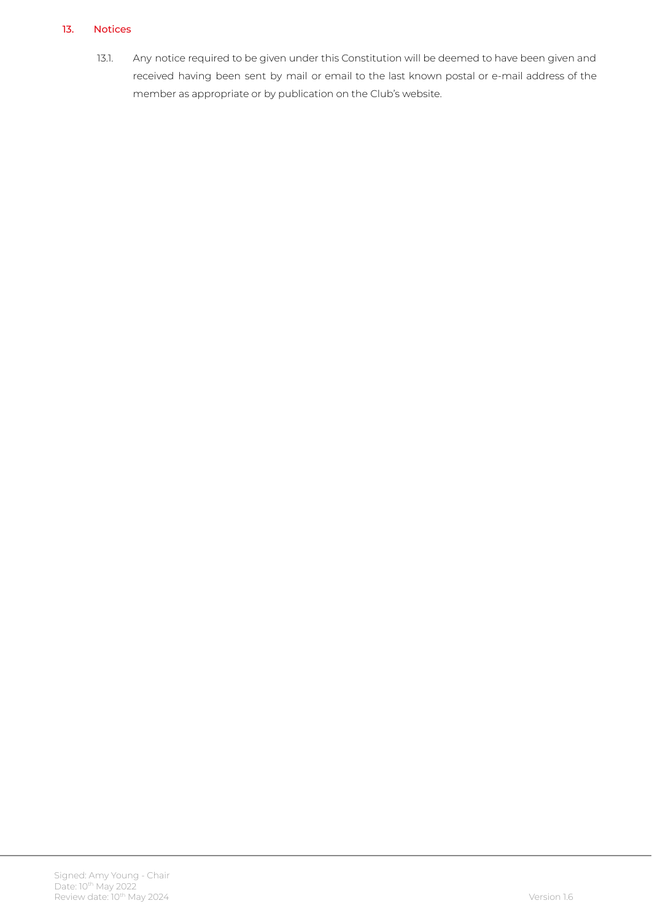## 13. Notices

13.1. Any notice required to be given under this Constitution will be deemed to have been given and received having been sent by mail or email to the last known postal or e-mail address of the member as appropriate or by publication on the Club's website.